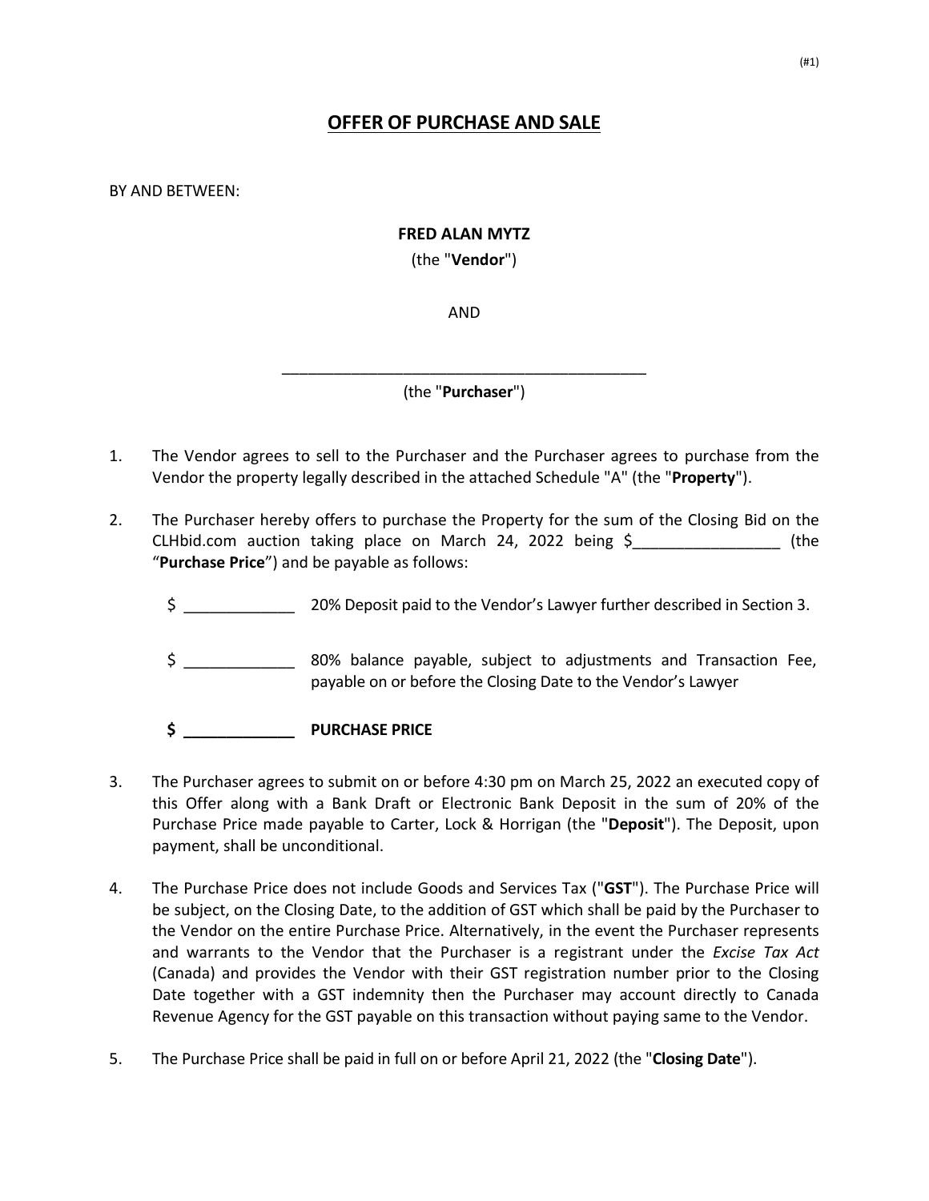# OFFER OF PURCHASE AND SALE

BY AND BETWEEN:

**FRED ALAN MYTZ**
(the "**Vendor**")

AND

\_\_\_\_\_\_\_\_\_\_\_\_\_\_\_\_\_\_\_\_\_\_\_\_\_\_\_\_\_\_\_\_\_\_\_\_\_\_\_\_\_\_\_\_
(the "**Purchaser**")

1. The Vendor agrees to sell to the Purchaser and the Purchaser agrees to purchase from the Vendor the property legally described in the attached Schedule "A" (the "**Property**").

2. The Purchaser hereby offers to purchase the Property for the sum of the Closing Bid on the CLHbid.com auction taking place on March 24, 2022 being $\_\_\_\_\_\_\_\_\_\_\_\_\_\_\_\_\_ (the "**Purchase Price**") and be payable as follows:

   $ \_\_\_\_\_\_\_\_\_\_\_\_\_ 20% Deposit paid to the Vendor's Lawyer further described in Section 3.

   $ \_\_\_\_\_\_\_\_\_\_\_\_\_ 80% balance payable, subject to adjustments and Transaction Fee, payable on or before the Closing Date to the Vendor's Lawyer

   **$ \_\_\_\_\_\_\_\_\_\_\_\_\_ PURCHASE PRICE**

3. The Purchaser agrees to submit on or before 4:30 pm on March 25, 2022 an executed copy of this Offer along with a Bank Draft or Electronic Bank Deposit in the sum of 20% of the Purchase Price made payable to Carter, Lock & Horrigan (the "**Deposit**"). The Deposit, upon payment, shall be unconditional.

4. The Purchase Price does not include Goods and Services Tax ("**GST**"). The Purchase Price will be subject, on the Closing Date, to the addition of GST which shall be paid by the Purchaser to the Vendor on the entire Purchase Price. Alternatively, in the event the Purchaser represents and warrants to the Vendor that the Purchaser is a registrant under the *Excise Tax Act* (Canada) and provides the Vendor with their GST registration number prior to the Closing Date together with a GST indemnity then the Purchaser may account directly to Canada Revenue Agency for the GST payable on this transaction without paying same to the Vendor.

5. The Purchase Price shall be paid in full on or before April 21, 2022 (the "**Closing Date**").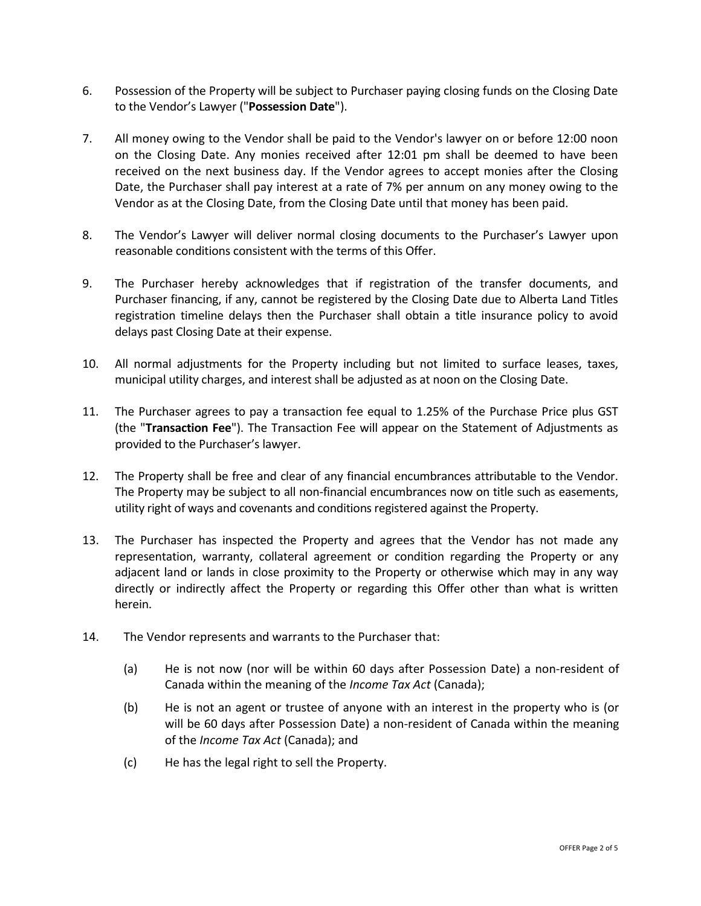6. Possession of the Property will be subject to Purchaser paying closing funds on the Closing Date to the Vendor's Lawyer ("**Possession Date**").

7. All money owing to the Vendor shall be paid to the Vendor's lawyer on or before 12:00 noon on the Closing Date. Any monies received after 12:01 pm shall be deemed to have been received on the next business day. If the Vendor agrees to accept monies after the Closing Date, the Purchaser shall pay interest at a rate of 7% per annum on any money owing to the Vendor as at the Closing Date, from the Closing Date until that money has been paid.

8. The Vendor's Lawyer will deliver normal closing documents to the Purchaser's Lawyer upon reasonable conditions consistent with the terms of this Offer.

9. The Purchaser hereby acknowledges that if registration of the transfer documents, and Purchaser financing, if any, cannot be registered by the Closing Date due to Alberta Land Titles registration timeline delays then the Purchaser shall obtain a title insurance policy to avoid delays past Closing Date at their expense.

10. All normal adjustments for the Property including but not limited to surface leases, taxes, municipal utility charges, and interest shall be adjusted as at noon on the Closing Date.

11. The Purchaser agrees to pay a transaction fee equal to 1.25% of the Purchase Price plus GST (the "**Transaction Fee**"). The Transaction Fee will appear on the Statement of Adjustments as provided to the Purchaser's lawyer.

12. The Property shall be free and clear of any financial encumbrances attributable to the Vendor. The Property may be subject to all non-financial encumbrances now on title such as easements, utility right of ways and covenants and conditions registered against the Property.

13. The Purchaser has inspected the Property and agrees that the Vendor has not made any representation, warranty, collateral agreement or condition regarding the Property or any adjacent land or lands in close proximity to the Property or otherwise which may in any way directly or indirectly affect the Property or regarding this Offer other than what is written herein.

14. The Vendor represents and warrants to the Purchaser that:

    (a) He is not now (nor will be within 60 days after Possession Date) a non-resident of Canada within the meaning of the *Income Tax Act* (Canada);

    (b) He is not an agent or trustee of anyone with an interest in the property who is (or will be 60 days after Possession Date) a non-resident of Canada within the meaning of the *Income Tax Act* (Canada); and

    (c) He has the legal right to sell the Property.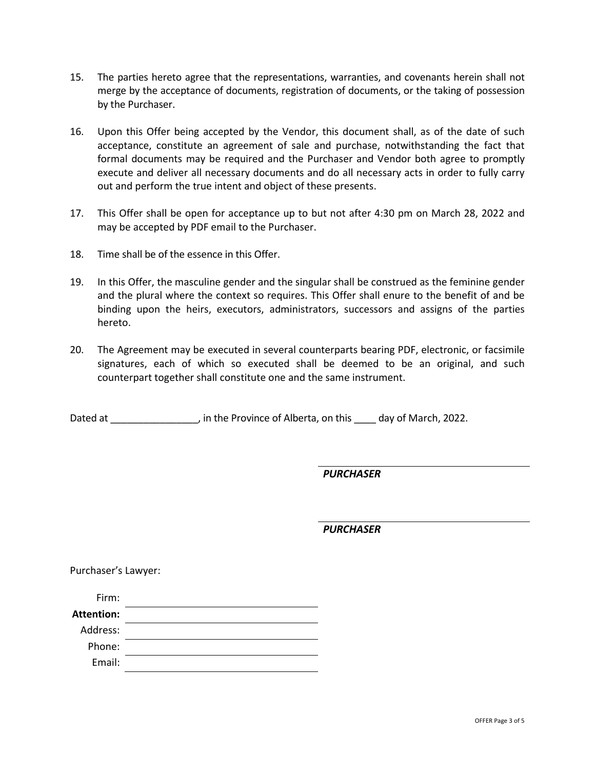15. The parties hereto agree that the representations, warranties, and covenants herein shall not merge by the acceptance of documents, registration of documents, or the taking of possession by the Purchaser.

16. Upon this Offer being accepted by the Vendor, this document shall, as of the date of such acceptance, constitute an agreement of sale and purchase, notwithstanding the fact that formal documents may be required and the Purchaser and Vendor both agree to promptly execute and deliver all necessary documents and do all necessary acts in order to fully carry out and perform the true intent and object of these presents.

17. This Offer shall be open for acceptance up to but not after 4:30 pm on March 28, 2022 and may be accepted by PDF email to the Purchaser.

18. Time shall be of the essence in this Offer.

19. In this Offer, the masculine gender and the singular shall be construed as the feminine gender and the plural where the context so requires. This Offer shall enure to the benefit of and be binding upon the heirs, executors, administrators, successors and assigns of the parties hereto.

20. The Agreement may be executed in several counterparts bearing PDF, electronic, or facsimile signatures, each of which so executed shall be deemed to be an original, and such counterpart together shall constitute one and the same instrument.

Dated at ________________, in the Province of Alberta, on this ____ day of March, 2022.

______________________________
***PURCHASER***

______________________________
***PURCHASER***

Purchaser's Lawyer:

Firm: ______________________________

**Attention:** ______________________________

Address: ______________________________

Phone: ______________________________

Email: ______________________________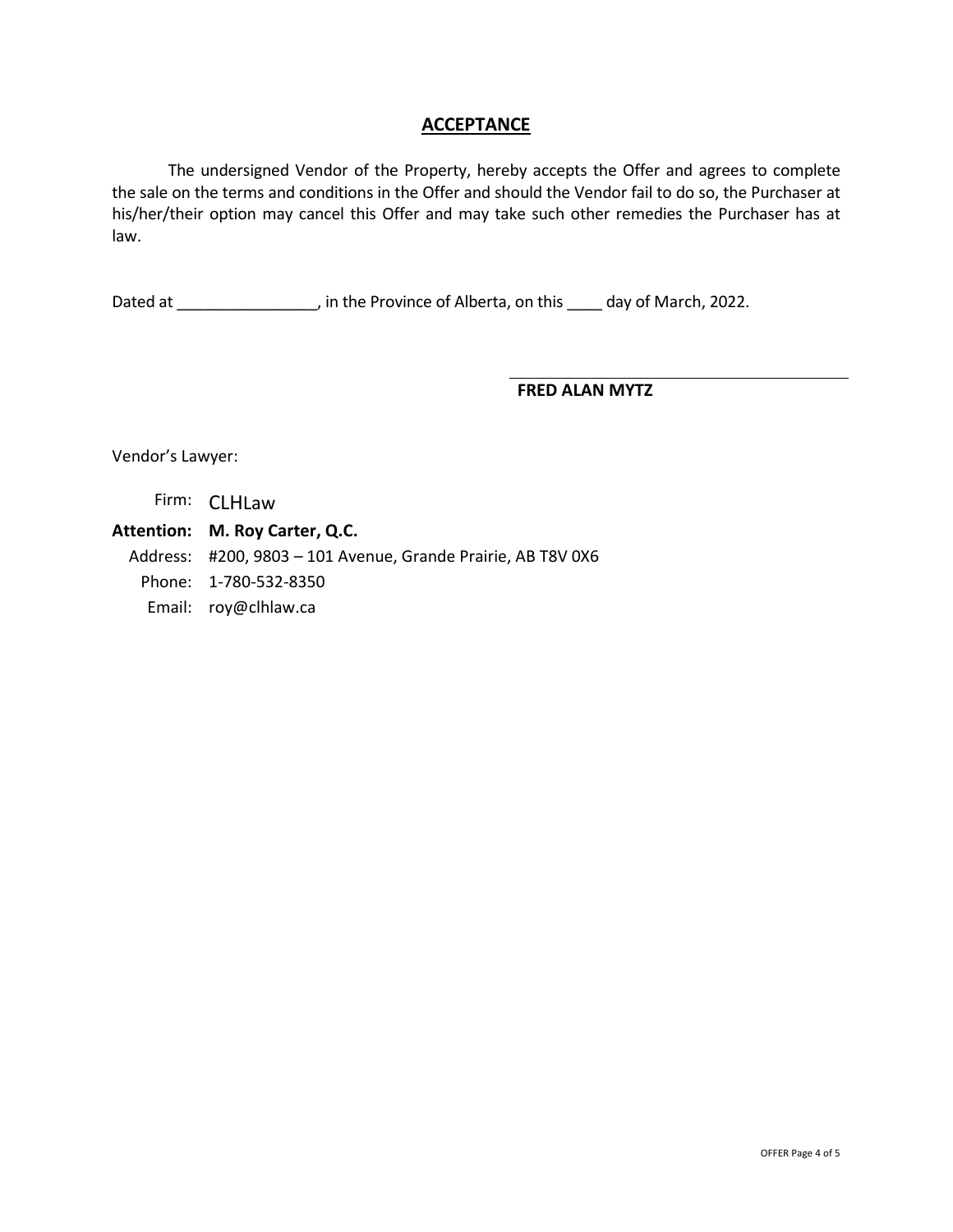## ACCEPTANCE

The undersigned Vendor of the Property, hereby accepts the Offer and agrees to complete the sale on the terms and conditions in the Offer and should the Vendor fail to do so, the Purchaser at his/her/their option may cancel this Offer and may take such other remedies the Purchaser has at law.

Dated at ________________, in the Province of Alberta, on this ____ day of March, 2022.

______________________________________

**FRED ALAN MYTZ**

Vendor's Lawyer:

Firm: CLHLaw

**Attention: M. Roy Carter, Q.C.**

Address: #200, 9803 – 101 Avenue, Grande Prairie, AB T8V 0X6

Phone: 1-780-532-8350

Email: roy@clhlaw.ca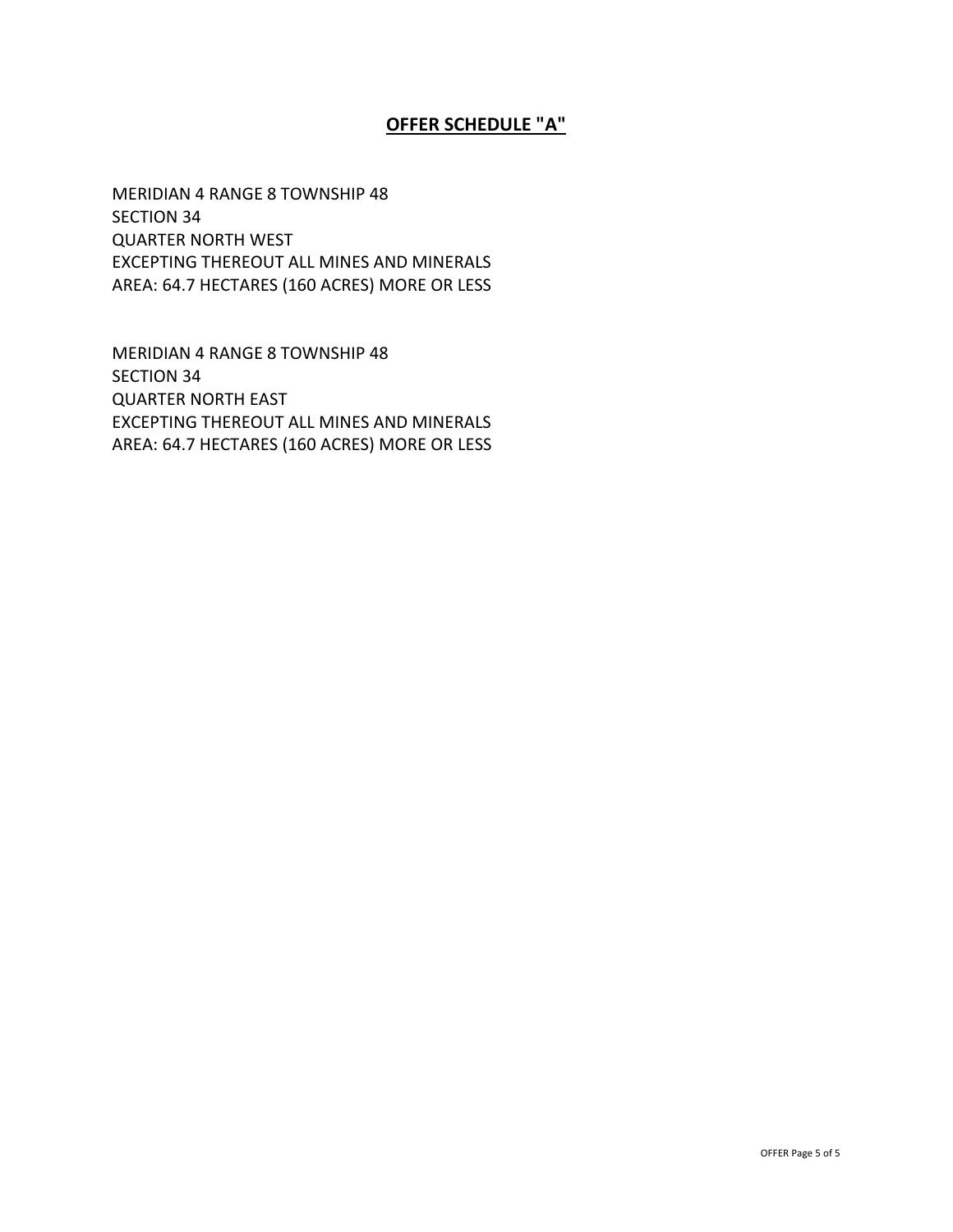## OFFER SCHEDULE "A"

MERIDIAN 4 RANGE 8 TOWNSHIP 48
SECTION 34
QUARTER NORTH WEST
EXCEPTING THEREOUT ALL MINES AND MINERALS
AREA: 64.7 HECTARES (160 ACRES) MORE OR LESS

MERIDIAN 4 RANGE 8 TOWNSHIP 48
SECTION 34
QUARTER NORTH EAST
EXCEPTING THEREOUT ALL MINES AND MINERALS
AREA: 64.7 HECTARES (160 ACRES) MORE OR LESS